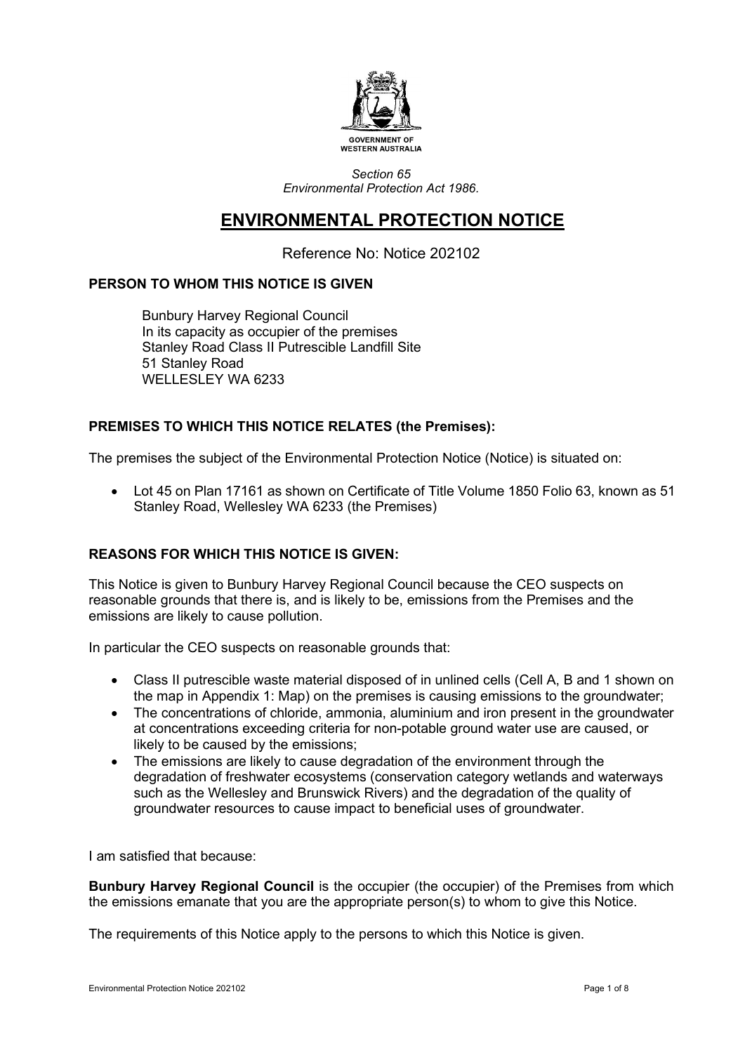GOVERNMENT OF WESTERN AUSTRALIA

*Section 65*
*Environmental Protection Act 1986.*

# ENVIRONMENTAL PROTECTION NOTICE

Reference No: Notice 202102

**PERSON TO WHOM THIS NOTICE IS GIVEN**

Bunbury Harvey Regional Council
In its capacity as occupier of the premises
Stanley Road Class II Putrescible Landfill Site
51 Stanley Road
WELLESLEY WA 6233

**PREMISES TO WHICH THIS NOTICE RELATES (the Premises):**

The premises the subject of the Environmental Protection Notice (Notice) is situated on:

- Lot 45 on Plan 17161 as shown on Certificate of Title Volume 1850 Folio 63, known as 51 Stanley Road, Wellesley WA 6233 (the Premises)

**REASONS FOR WHICH THIS NOTICE IS GIVEN:**

This Notice is given to Bunbury Harvey Regional Council because the CEO suspects on reasonable grounds that there is, and is likely to be, emissions from the Premises and the emissions are likely to cause pollution.

In particular the CEO suspects on reasonable grounds that:

- Class II putrescible waste material disposed of in unlined cells (Cell A, B and 1 shown on the map in Appendix 1: Map) on the premises is causing emissions to the groundwater;
- The concentrations of chloride, ammonia, aluminium and iron present in the groundwater at concentrations exceeding criteria for non-potable ground water use are caused, or likely to be caused by the emissions;
- The emissions are likely to cause degradation of the environment through the degradation of freshwater ecosystems (conservation category wetlands and waterways such as the Wellesley and Brunswick Rivers) and the degradation of the quality of groundwater resources to cause impact to beneficial uses of groundwater.

I am satisfied that because:

**Bunbury Harvey Regional Council** is the occupier (the occupier) of the Premises from which the emissions emanate that you are the appropriate person(s) to whom to give this Notice.

The requirements of this Notice apply to the persons to which this Notice is given.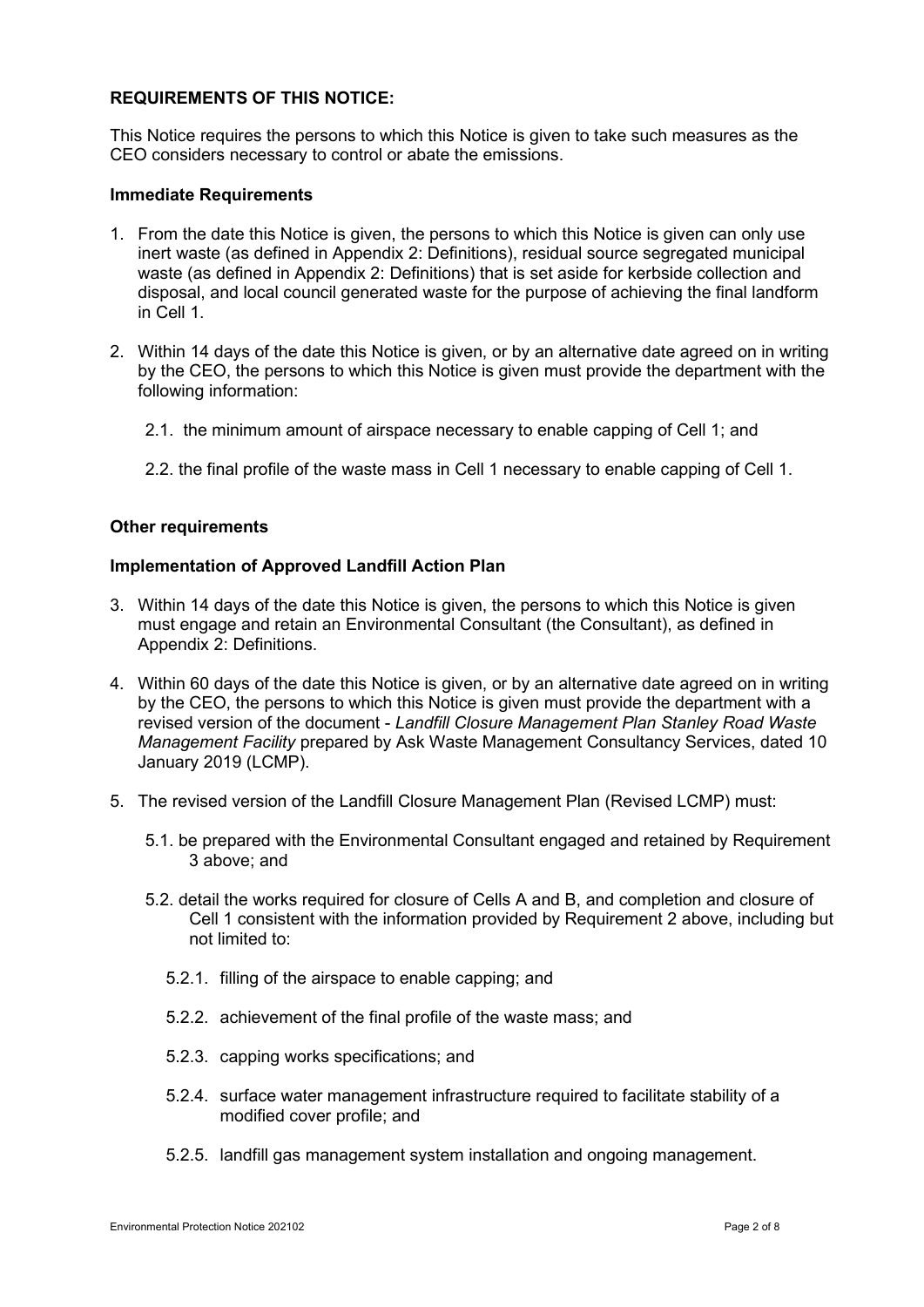**REQUIREMENTS OF THIS NOTICE:**

This Notice requires the persons to which this Notice is given to take such measures as the CEO considers necessary to control or abate the emissions.

**Immediate Requirements**

1. From the date this Notice is given, the persons to which this Notice is given can only use inert waste (as defined in Appendix 2: Definitions), residual source segregated municipal waste (as defined in Appendix 2: Definitions) that is set aside for kerbside collection and disposal, and local council generated waste for the purpose of achieving the final landform in Cell 1.

2. Within 14 days of the date this Notice is given, or by an alternative date agreed on in writing by the CEO, the persons to which this Notice is given must provide the department with the following information:

   2.1. the minimum amount of airspace necessary to enable capping of Cell 1; and

   2.2. the final profile of the waste mass in Cell 1 necessary to enable capping of Cell 1.

**Other requirements**

**Implementation of Approved Landfill Action Plan**

3. Within 14 days of the date this Notice is given, the persons to which this Notice is given must engage and retain an Environmental Consultant (the Consultant), as defined in Appendix 2: Definitions.

4. Within 60 days of the date this Notice is given, or by an alternative date agreed on in writing by the CEO, the persons to which this Notice is given must provide the department with a revised version of the document - *Landfill Closure Management Plan Stanley Road Waste Management Facility* prepared by Ask Waste Management Consultancy Services, dated 10 January 2019 (LCMP).

5. The revised version of the Landfill Closure Management Plan (Revised LCMP) must:

   5.1. be prepared with the Environmental Consultant engaged and retained by Requirement 3 above; and

   5.2. detail the works required for closure of Cells A and B, and completion and closure of Cell 1 consistent with the information provided by Requirement 2 above, including but not limited to:

      5.2.1. filling of the airspace to enable capping; and

      5.2.2. achievement of the final profile of the waste mass; and

      5.2.3. capping works specifications; and

      5.2.4. surface water management infrastructure required to facilitate stability of a modified cover profile; and

      5.2.5. landfill gas management system installation and ongoing management.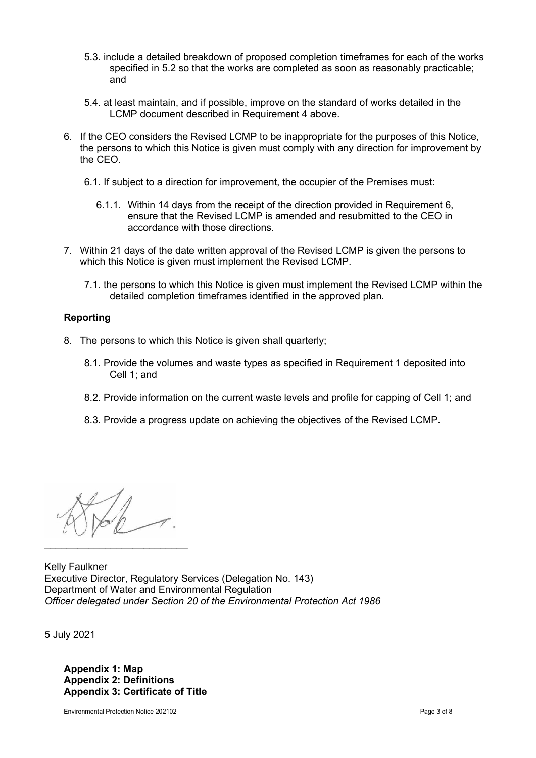5.3. include a detailed breakdown of proposed completion timeframes for each of the works specified in 5.2 so that the works are completed as soon as reasonably practicable; and

5.4. at least maintain, and if possible, improve on the standard of works detailed in the LCMP document described in Requirement 4 above.

6. If the CEO considers the Revised LCMP to be inappropriate for the purposes of this Notice, the persons to which this Notice is given must comply with any direction for improvement by the CEO.

   6.1. If subject to a direction for improvement, the occupier of the Premises must:

      6.1.1. Within 14 days from the receipt of the direction provided in Requirement 6, ensure that the Revised LCMP is amended and resubmitted to the CEO in accordance with those directions.

7. Within 21 days of the date written approval of the Revised LCMP is given the persons to which this Notice is given must implement the Revised LCMP.

   7.1. the persons to which this Notice is given must implement the Revised LCMP within the detailed completion timeframes identified in the approved plan.

**Reporting**

8. The persons to which this Notice is given shall quarterly;

   8.1. Provide the volumes and waste types as specified in Requirement 1 deposited into Cell 1; and

   8.2. Provide information on the current waste levels and profile for capping of Cell 1; and

   8.3. Provide a progress update on achieving the objectives of the Revised LCMP.

___________________________

Kelly Faulkner
Executive Director, Regulatory Services (Delegation No. 143)
Department of Water and Environmental Regulation
*Officer delegated under Section 20 of the Environmental Protection Act 1986*

5 July 2021

**Appendix 1: Map**
**Appendix 2: Definitions**
**Appendix 3: Certificate of Title**

Environmental Protection Notice 202102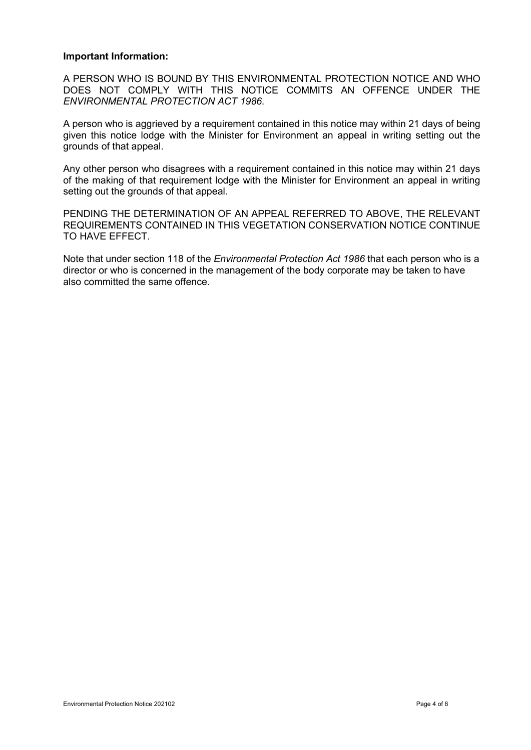**Important Information:**

A PERSON WHO IS BOUND BY THIS ENVIRONMENTAL PROTECTION NOTICE AND WHO DOES NOT COMPLY WITH THIS NOTICE COMMITS AN OFFENCE UNDER THE *ENVIRONMENTAL PROTECTION ACT 1986.*

A person who is aggrieved by a requirement contained in this notice may within 21 days of being given this notice lodge with the Minister for Environment an appeal in writing setting out the grounds of that appeal.

Any other person who disagrees with a requirement contained in this notice may within 21 days of the making of that requirement lodge with the Minister for Environment an appeal in writing setting out the grounds of that appeal.

PENDING THE DETERMINATION OF AN APPEAL REFERRED TO ABOVE, THE RELEVANT REQUIREMENTS CONTAINED IN THIS VEGETATION CONSERVATION NOTICE CONTINUE TO HAVE EFFECT.

Note that under section 118 of the *Environmental Protection Act 1986* that each person who is a director or who is concerned in the management of the body corporate may be taken to have also committed the same offence.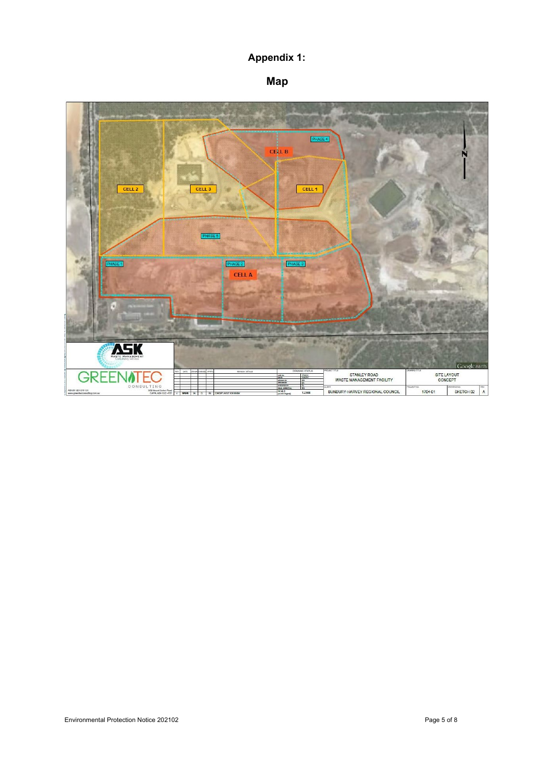# Appendix 1:

## Map

CELL B

PHASE 4

CELL 2

CELL 3

CELL 1

PHASE 5

PHASE 1

PHASE 2

PHASE 3

CELL A

STANLEY ROAD WASTE MANAGEMENT FACILITY

SITE LAYOUT CONCEPT

BUNBURY-HARVEY REGIONAL COUNCIL

1704-01

SKETCH 02

A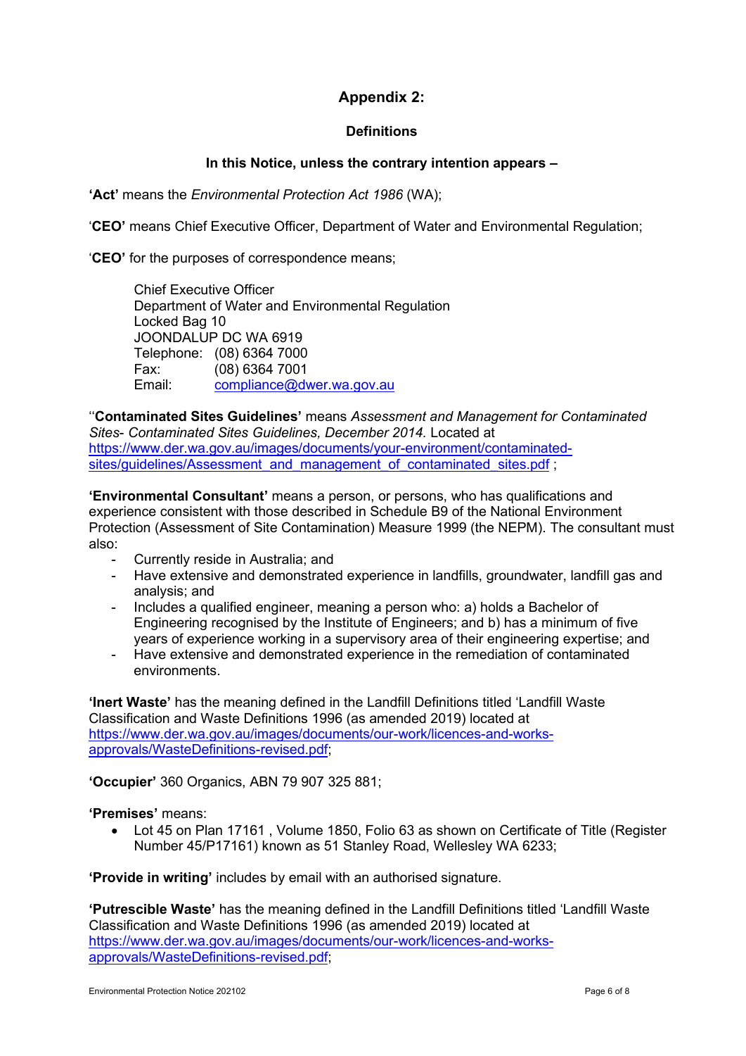# Appendix 2:

## Definitions

### In this Notice, unless the contrary intention appears –

**'Act'** means the *Environmental Protection Act 1986* (WA);

'**CEO'** means Chief Executive Officer, Department of Water and Environmental Regulation;

'**CEO'** for the purposes of correspondence means;

> Chief Executive Officer
> Department of Water and Environmental Regulation
> Locked Bag 10
> JOONDALUP DC WA 6919
> Telephone: (08) 6364 7000
> Fax: (08) 6364 7001
> Email: compliance@dwer.wa.gov.au

''**Contaminated Sites Guidelines'** means *Assessment and Management for Contaminated Sites- Contaminated Sites Guidelines, December 2014.* Located at https://www.der.wa.gov.au/images/documents/your-environment/contaminated-sites/guidelines/Assessment_and_management_of_contaminated_sites.pdf ;

**'Environmental Consultant'** means a person, or persons, who has qualifications and experience consistent with those described in Schedule B9 of the National Environment Protection (Assessment of Site Contamination) Measure 1999 (the NEPM). The consultant must also:

- Currently reside in Australia; and
- Have extensive and demonstrated experience in landfills, groundwater, landfill gas and analysis; and
- Includes a qualified engineer, meaning a person who: a) holds a Bachelor of Engineering recognised by the Institute of Engineers; and b) has a minimum of five years of experience working in a supervisory area of their engineering expertise; and
- Have extensive and demonstrated experience in the remediation of contaminated environments.

**'Inert Waste'** has the meaning defined in the Landfill Definitions titled 'Landfill Waste Classification and Waste Definitions 1996 (as amended 2019) located at https://www.der.wa.gov.au/images/documents/our-work/licences-and-works-approvals/WasteDefinitions-revised.pdf;

**'Occupier'** 360 Organics, ABN 79 907 325 881;

**'Premises'** means:

- Lot 45 on Plan 17161 , Volume 1850, Folio 63 as shown on Certificate of Title (Register Number 45/P17161) known as 51 Stanley Road, Wellesley WA 6233;

**'Provide in writing'** includes by email with an authorised signature.

**'Putrescible Waste'** has the meaning defined in the Landfill Definitions titled 'Landfill Waste Classification and Waste Definitions 1996 (as amended 2019) located at https://www.der.wa.gov.au/images/documents/our-work/licences-and-works-approvals/WasteDefinitions-revised.pdf;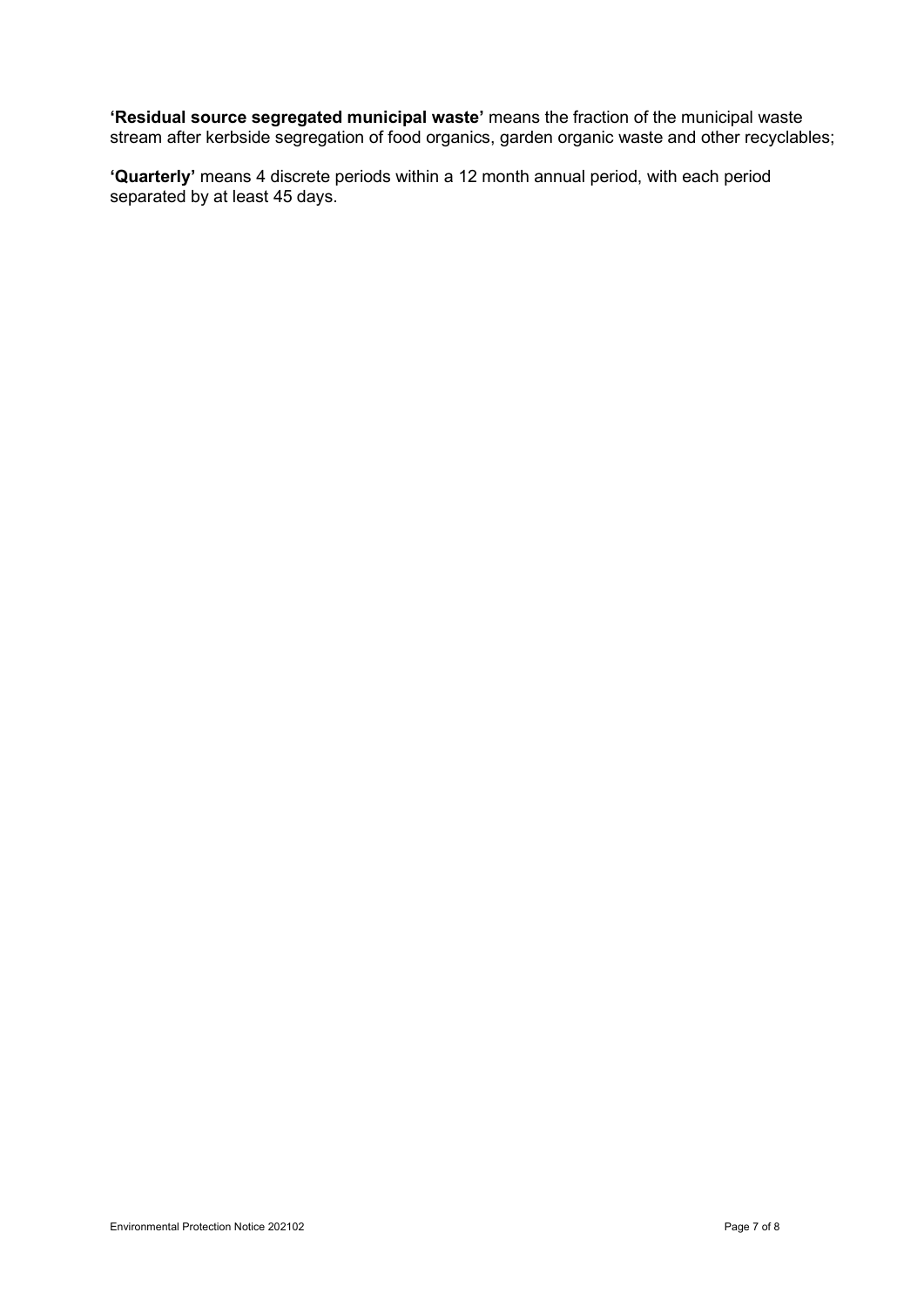**'Residual source segregated municipal waste'** means the fraction of the municipal waste stream after kerbside segregation of food organics, garden organic waste and other recyclables;

**'Quarterly'** means 4 discrete periods within a 12 month annual period, with each period separated by at least 45 days.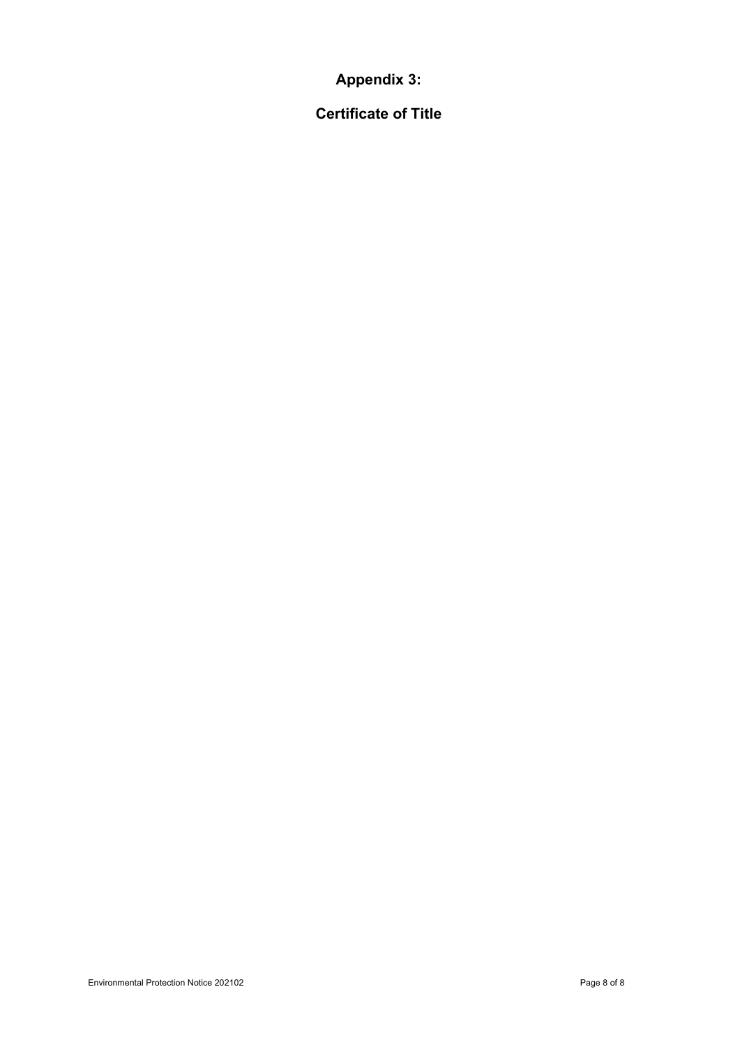# Appendix 3:

# Certificate of Title